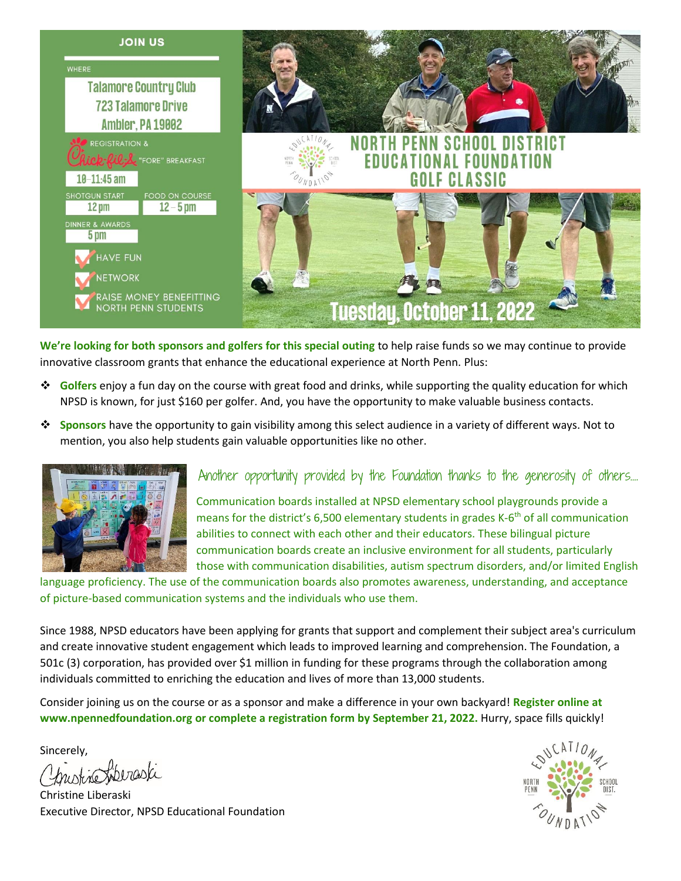**JOIN US**

WHERE

Talamore Country Club
723 Talamore Drive
Ambler, PA 19002

REGISTRATION & Chick-fil-A "FORE" BREAKFAST
10–11:45 am

SHOTGUN START
12 pm

FOOD ON COURSE
12 – 5 pm

DINNER & AWARDS
5 pm

- HAVE FUN
- NETWORK
- RAISE MONEY BENEFITTING NORTH PENN STUDENTS

# NORTH PENN SCHOOL DISTRICT EDUCATIONAL FOUNDATION GOLF CLASSIC

## Tuesday, October 11, 2022

**We're looking for both sponsors and golfers for this special outing** to help raise funds so we may continue to provide innovative classroom grants that enhance the educational experience at North Penn. Plus:

- **Golfers** enjoy a fun day on the course with great food and drinks, while supporting the quality education for which NPSD is known, for just $160 per golfer. And, you have the opportunity to make valuable business contacts.
- **Sponsors** have the opportunity to gain visibility among this select audience in a variety of different ways. Not to mention, you also help students gain valuable opportunities like no other.

*Another opportunity provided by the Foundation thanks to the generosity of others....*

Communication boards installed at NPSD elementary school playgrounds provide a means for the district's 6,500 elementary students in grades K-6th of all communication abilities to connect with each other and their educators. These bilingual picture communication boards create an inclusive environment for all students, particularly those with communication disabilities, autism spectrum disorders, and/or limited English language proficiency. The use of the communication boards also promotes awareness, understanding, and acceptance of picture-based communication systems and the individuals who use them.

Since 1988, NPSD educators have been applying for grants that support and complement their subject area's curriculum and create innovative student engagement which leads to improved learning and comprehension. The Foundation, a 501c (3) corporation, has provided over $1 million in funding for these programs through the collaboration among individuals committed to enriching the education and lives of more than 13,000 students.

Consider joining us on the course or as a sponsor and make a difference in your own backyard! **Register online at www.npennedfoundation.org or complete a registration form by September 21, 2022.** Hurry, space fills quickly!

Sincerely,

Christine Liberaski
Executive Director, NPSD Educational Foundation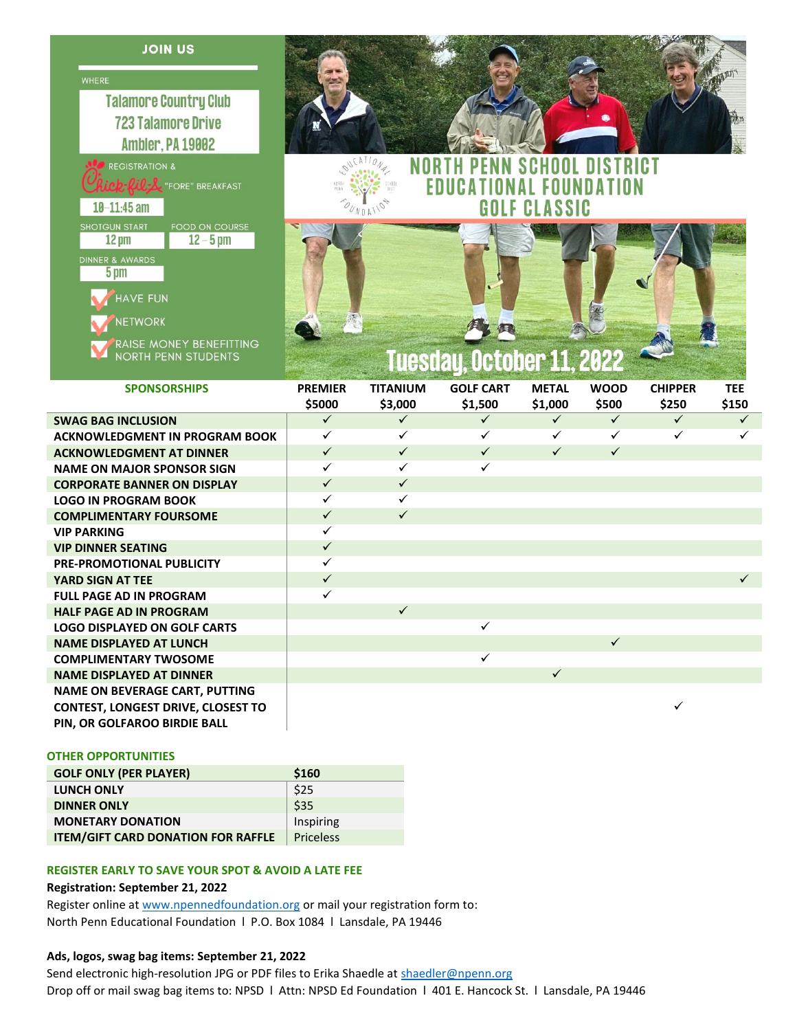## JOIN US

WHERE

Talamore Country Club
723 Talamore Drive
Ambler, PA 19002

REGISTRATION & Chick-fil-A "FORE" BREAKFAST
10–11:45 am

SHOTGUN START
12 pm

FOOD ON COURSE
12 – 5 pm

DINNER & AWARDS
5 pm

- HAVE FUN
- NETWORK
- RAISE MONEY BENEFITTING NORTH PENN STUDENTS

# NORTH PENN SCHOOL DISTRICT EDUCATIONAL FOUNDATION GOLF CLASSIC

## Tuesday, October 11, 2022

| SPONSORSHIPS | PREMIER $5000 | TITANIUM $3,000 | GOLF CART $1,500 | METAL $1,000 | WOOD $500 | CHIPPER $250 | TEE $150 |
|---|---|---|---|---|---|---|---|
| SWAG BAG INCLUSION | ✓ | ✓ | ✓ | ✓ | ✓ | ✓ | ✓ |
| ACKNOWLEDGMENT IN PROGRAM BOOK | ✓ | ✓ | ✓ | ✓ | ✓ | ✓ | ✓ |
| ACKNOWLEDGMENT AT DINNER | ✓ | ✓ | ✓ | ✓ | ✓ | | |
| NAME ON MAJOR SPONSOR SIGN | ✓ | ✓ | ✓ | | | | |
| CORPORATE BANNER ON DISPLAY | ✓ | ✓ | | | | | |
| LOGO IN PROGRAM BOOK | ✓ | ✓ | | | | | |
| COMPLIMENTARY FOURSOME | ✓ | ✓ | | | | | |
| VIP PARKING | ✓ | | | | | | |
| VIP DINNER SEATING | ✓ | | | | | | |
| PRE-PROMOTIONAL PUBLICITY | ✓ | | | | | | |
| YARD SIGN AT TEE | ✓ | | | | | | ✓ |
| FULL PAGE AD IN PROGRAM | ✓ | | | | | | |
| HALF PAGE AD IN PROGRAM | | ✓ | | | | | |
| LOGO DISPLAYED ON GOLF CARTS | | | ✓ | | | | |
| NAME DISPLAYED AT LUNCH | | | | | ✓ | | |
| COMPLIMENTARY TWOSOME | | | ✓ | | | | |
| NAME DISPLAYED AT DINNER | | | | ✓ | | | |
| NAME ON BEVERAGE CART, PUTTING CONTEST, LONGEST DRIVE, CLOSEST TO PIN, OR GOLFAROO BIRDIE BALL | | | | | | ✓ | |

### OTHER OPPORTUNITIES

| | |
|---|---|
| GOLF ONLY (PER PLAYER) | $160 |
| LUNCH ONLY | $25 |
| DINNER ONLY | $35 |
| MONETARY DONATION | Inspiring |
| ITEM/GIFT CARD DONATION FOR RAFFLE | Priceless |

### REGISTER EARLY TO SAVE YOUR SPOT & AVOID A LATE FEE

**Registration: September 21, 2022**

Register online at www.npennedfoundation.org or mail your registration form to:
North Penn Educational Foundation | P.O. Box 1084 | Lansdale, PA 19446

**Ads, logos, swag bag items: September 21, 2022**

Send electronic high-resolution JPG or PDF files to Erika Shaedle at shaedler@npenn.org
Drop off or mail swag bag items to: NPSD | Attn: NPSD Ed Foundation | 401 E. Hancock St. | Lansdale, PA 19446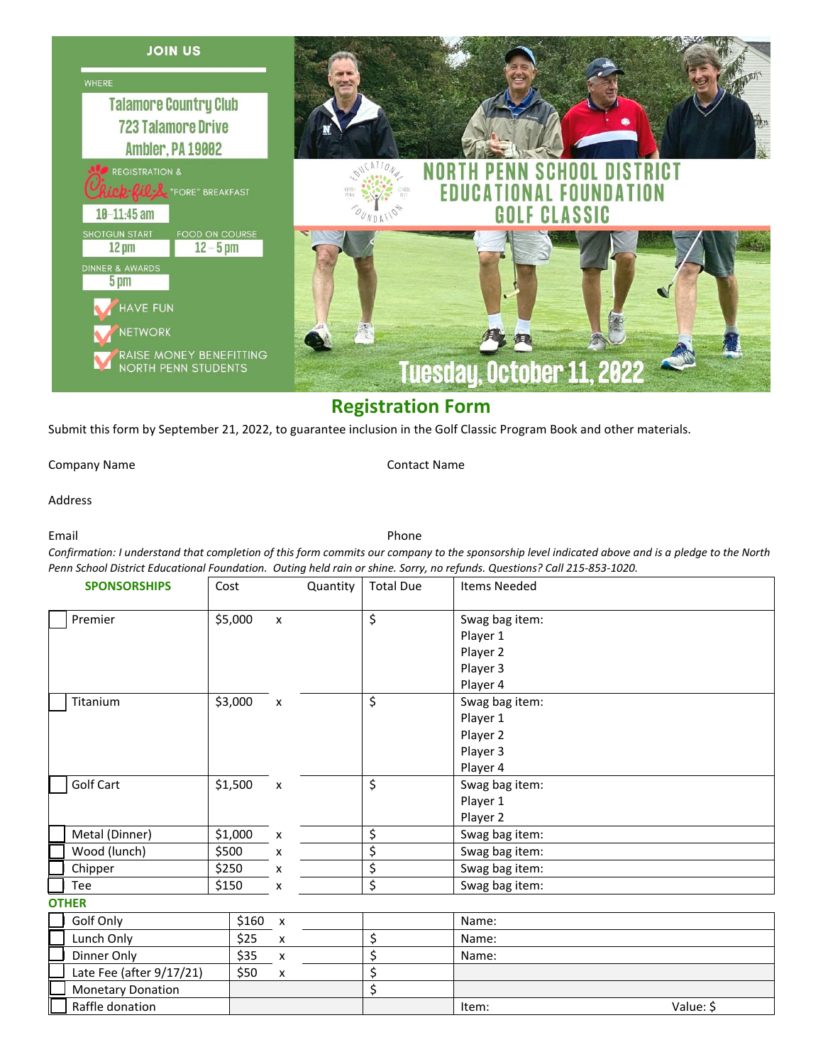JOIN US

WHERE

Talamore Country Club
723 Talamore Drive
Ambler, PA 19002

REGISTRATION & Chick-fil-A "FORE" BREAKFAST

10–11:45 am

SHOTGUN START

12 pm

FOOD ON COURSE

12 – 5 pm

DINNER & AWARDS

5 pm

- HAVE FUN
- NETWORK
- RAISE MONEY BENEFITTING NORTH PENN STUDENTS

# NORTH PENN SCHOOL DISTRICT EDUCATIONAL FOUNDATION GOLF CLASSIC

Tuesday, October 11, 2022

## Registration Form

Submit this form by September 21, 2022, to guarantee inclusion in the Golf Classic Program Book and other materials.

Company Name

Contact Name

Address

Email

Phone

*Confirmation: I understand that completion of this form commits our company to the sponsorship level indicated above and is a pledge to the North Penn School District Educational Foundation. Outing held rain or shine. Sorry, no refunds. Questions? Call 215-853-1020.*

| SPONSORSHIPS | Cost | Quantity | Total Due | Items Needed |
|---|---|---|---|---|
| ☐ Premier | $5,000 x | | $ | Swag bag item:<br>Player 1<br>Player 2<br>Player 3<br>Player 4 |
| ☐ Titanium | $3,000 x | | $ | Swag bag item:<br>Player 1<br>Player 2<br>Player 3<br>Player 4 |
| ☐ Golf Cart | $1,500 x | | $ | Swag bag item:<br>Player 1<br>Player 2 |
| ☐ Metal (Dinner) | $1,000 x | | $ | Swag bag item: |
| ☐ Wood (lunch) | $500 x | | $ | Swag bag item: |
| ☐ Chipper | $250 x | | $ | Swag bag item: |
| ☐ Tee | $150 x | | $ | Swag bag item: |

**OTHER**

| | | | | |
|---|---|---|---|---|
| ☐ Golf Only | $160 x | | | Name: |
| ☐ Lunch Only | $25 x | | $ | Name: |
| ☐ Dinner Only | $35 x | | $ | Name: |
| ☐ Late Fee (after 9/17/21) | $50 x | | $ | |
| ☐ Monetary Donation | | | $ | |
| ☐ Raffle donation | | | | Item: Value: $ |